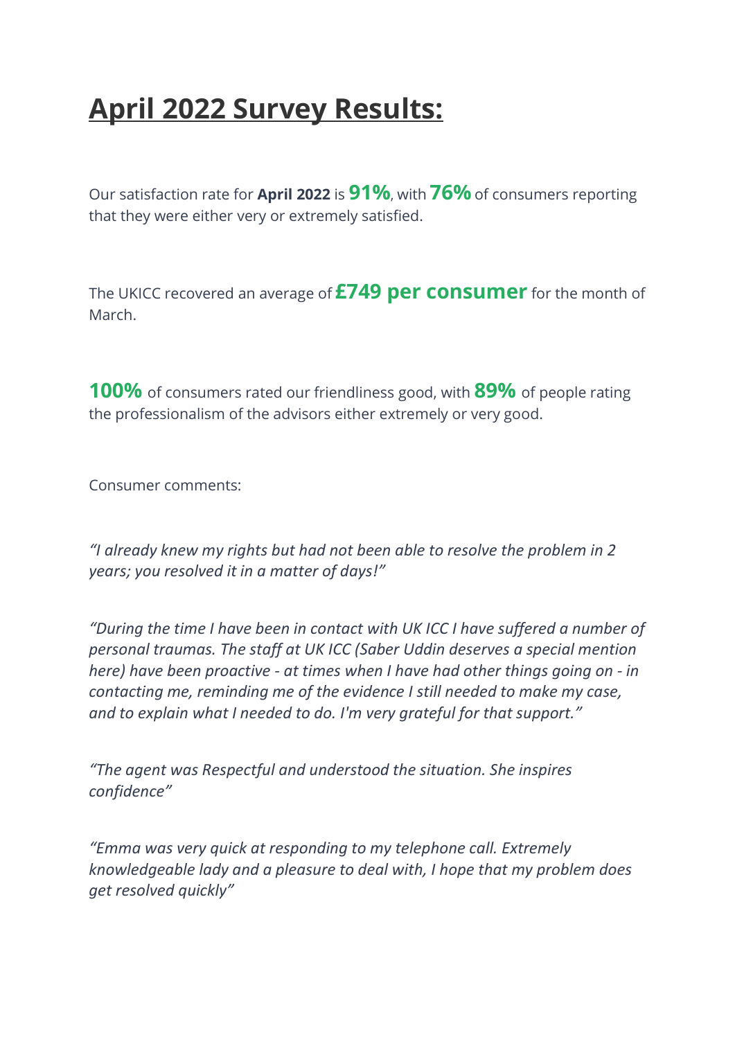# April 2022 Survey Results:

Our satisfaction rate for **April 2022** is **91%**, with **76%** of consumers reporting that they were either very or extremely satisfied.

The UKICC recovered an average of **£749 per consumer** for the month of March.

**100%** of consumers rated our friendliness good, with **89%** of people rating the professionalism of the advisors either extremely or very good.

Consumer comments:

*"I already knew my rights but had not been able to resolve the problem in 2 years; you resolved it in a matter of days!"*

*"During the time I have been in contact with UK ICC I have suffered a number of personal traumas. The staff at UK ICC (Saber Uddin deserves a special mention here) have been proactive - at times when I have had other things going on - in contacting me, reminding me of the evidence I still needed to make my case, and to explain what I needed to do. I'm very grateful for that support."*

*"The agent was Respectful and understood the situation. She inspires confidence"*

*"Emma was very quick at responding to my telephone call. Extremely knowledgeable lady and a pleasure to deal with, I hope that my problem does get resolved quickly"*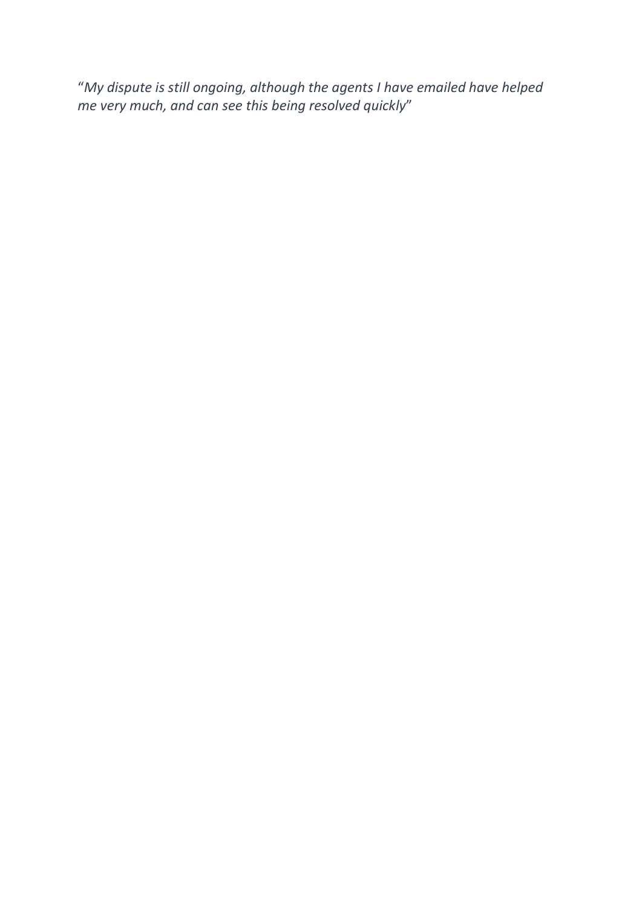"*My dispute is still ongoing, although the agents I have emailed have helped me very much, and can see this being resolved quickly*"